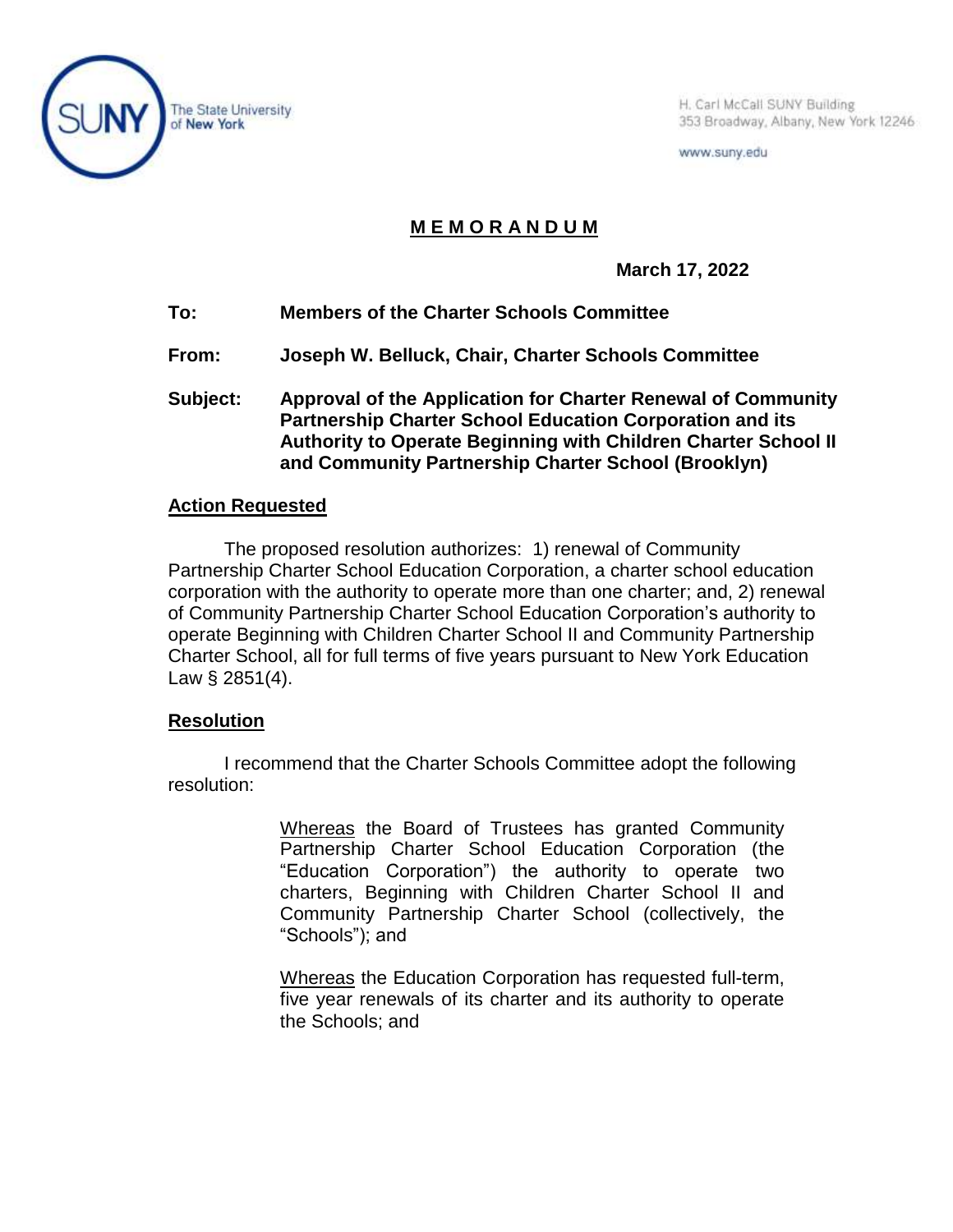SUNY The State University of New York

H. Carl McCall SUNY Building
353 Broadway, Albany, New York 12246

www.suny.edu

# M E M O R A N D U M

**March 17, 2022**

**To:** **Members of the Charter Schools Committee**

**From:** **Joseph W. Belluck, Chair, Charter Schools Committee**

**Subject:** **Approval of the Application for Charter Renewal of Community Partnership Charter School Education Corporation and its Authority to Operate Beginning with Children Charter School II and Community Partnership Charter School (Brooklyn)**

## Action Requested

The proposed resolution authorizes: 1) renewal of Community Partnership Charter School Education Corporation, a charter school education corporation with the authority to operate more than one charter; and, 2) renewal of Community Partnership Charter School Education Corporation's authority to operate Beginning with Children Charter School II and Community Partnership Charter School, all for full terms of five years pursuant to New York Education Law § 2851(4).

## Resolution

I recommend that the Charter Schools Committee adopt the following resolution:

> Whereas the Board of Trustees has granted Community Partnership Charter School Education Corporation (the "Education Corporation") the authority to operate two charters, Beginning with Children Charter School II and Community Partnership Charter School (collectively, the "Schools"); and
>
> Whereas the Education Corporation has requested full-term, five year renewals of its charter and its authority to operate the Schools; and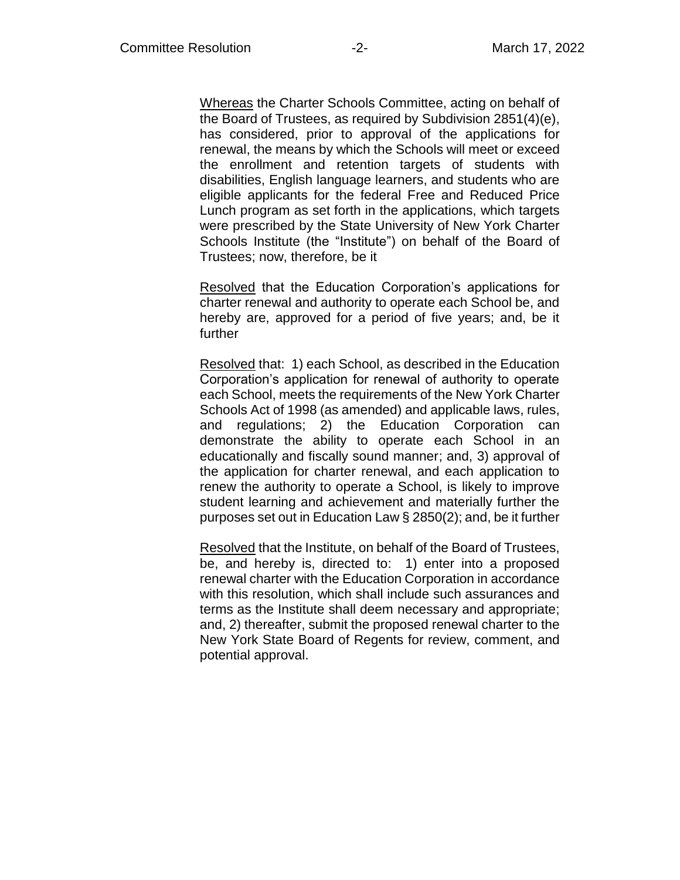<u>Whereas</u> the Charter Schools Committee, acting on behalf of the Board of Trustees, as required by Subdivision 2851(4)(e), has considered, prior to approval of the applications for renewal, the means by which the Schools will meet or exceed the enrollment and retention targets of students with disabilities, English language learners, and students who are eligible applicants for the federal Free and Reduced Price Lunch program as set forth in the applications, which targets were prescribed by the State University of New York Charter Schools Institute (the "Institute") on behalf of the Board of Trustees; now, therefore, be it

<u>Resolved</u> that the Education Corporation's applications for charter renewal and authority to operate each School be, and hereby are, approved for a period of five years; and, be it further

<u>Resolved</u> that: 1) each School, as described in the Education Corporation's application for renewal of authority to operate each School, meets the requirements of the New York Charter Schools Act of 1998 (as amended) and applicable laws, rules, and regulations; 2) the Education Corporation can demonstrate the ability to operate each School in an educationally and fiscally sound manner; and, 3) approval of the application for charter renewal, and each application to renew the authority to operate a School, is likely to improve student learning and achievement and materially further the purposes set out in Education Law § 2850(2); and, be it further

<u>Resolved</u> that the Institute, on behalf of the Board of Trustees, be, and hereby is, directed to: 1) enter into a proposed renewal charter with the Education Corporation in accordance with this resolution, which shall include such assurances and terms as the Institute shall deem necessary and appropriate; and, 2) thereafter, submit the proposed renewal charter to the New York State Board of Regents for review, comment, and potential approval.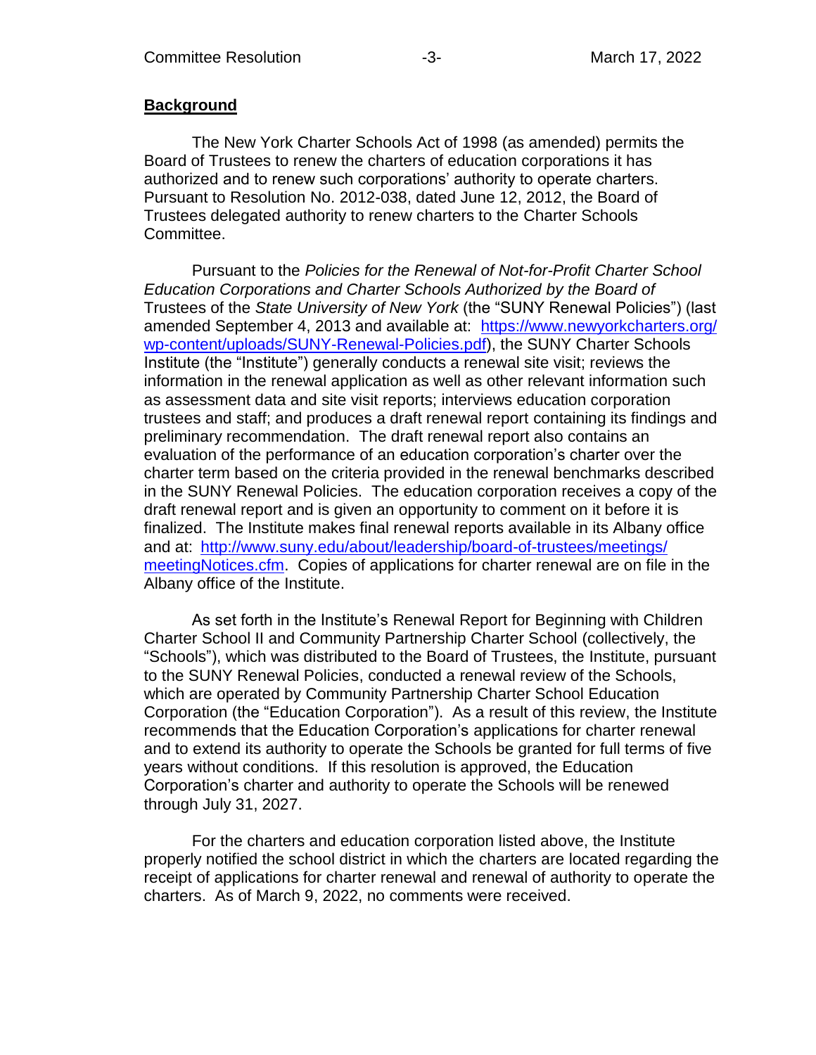**Background**

The New York Charter Schools Act of 1998 (as amended) permits the Board of Trustees to renew the charters of education corporations it has authorized and to renew such corporations' authority to operate charters. Pursuant to Resolution No. 2012-038, dated June 12, 2012, the Board of Trustees delegated authority to renew charters to the Charter Schools Committee.

Pursuant to the *Policies for the Renewal of Not-for-Profit Charter School Education Corporations and Charter Schools Authorized by the Board of* Trustees of the *State University of New York* (the "SUNY Renewal Policies") (last amended September 4, 2013 and available at: [https://www.newyorkcharters.org/wp-content/uploads/SUNY-Renewal-Policies.pdf](https://www.newyorkcharters.org/wp-content/uploads/SUNY-Renewal-Policies.pdf)), the SUNY Charter Schools Institute (the "Institute") generally conducts a renewal site visit; reviews the information in the renewal application as well as other relevant information such as assessment data and site visit reports; interviews education corporation trustees and staff; and produces a draft renewal report containing its findings and preliminary recommendation. The draft renewal report also contains an evaluation of the performance of an education corporation's charter over the charter term based on the criteria provided in the renewal benchmarks described in the SUNY Renewal Policies. The education corporation receives a copy of the draft renewal report and is given an opportunity to comment on it before it is finalized. The Institute makes final renewal reports available in its Albany office and at: [http://www.suny.edu/about/leadership/board-of-trustees/meetings/meetingNotices.cfm](http://www.suny.edu/about/leadership/board-of-trustees/meetings/meetingNotices.cfm). Copies of applications for charter renewal are on file in the Albany office of the Institute.

As set forth in the Institute's Renewal Report for Beginning with Children Charter School II and Community Partnership Charter School (collectively, the "Schools"), which was distributed to the Board of Trustees, the Institute, pursuant to the SUNY Renewal Policies, conducted a renewal review of the Schools, which are operated by Community Partnership Charter School Education Corporation (the "Education Corporation"). As a result of this review, the Institute recommends that the Education Corporation's applications for charter renewal and to extend its authority to operate the Schools be granted for full terms of five years without conditions. If this resolution is approved, the Education Corporation's charter and authority to operate the Schools will be renewed through July 31, 2027.

For the charters and education corporation listed above, the Institute properly notified the school district in which the charters are located regarding the receipt of applications for charter renewal and renewal of authority to operate the charters. As of March 9, 2022, no comments were received.